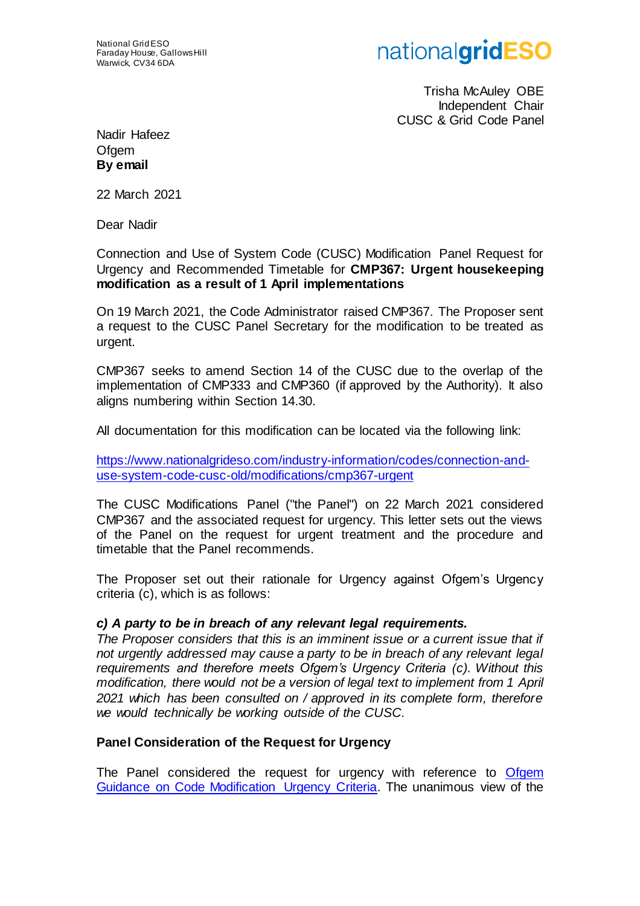National Grid ESO
Faraday House, Gallows Hill
Warwick, CV34 6DA

Trisha McAuley OBE
Independent Chair
CUSC & Grid Code Panel

Nadir Hafeez
Ofgem
**By email**

22 March 2021

Dear Nadir

Connection and Use of System Code (CUSC) Modification Panel Request for Urgency and Recommended Timetable for **CMP367: Urgent housekeeping modification as a result of 1 April implementations**

On 19 March 2021, the Code Administrator raised CMP367. The Proposer sent a request to the CUSC Panel Secretary for the modification to be treated as urgent.

CMP367 seeks to amend Section 14 of the CUSC due to the overlap of the implementation of CMP333 and CMP360 (if approved by the Authority). It also aligns numbering within Section 14.30.

All documentation for this modification can be located via the following link:

[https://www.nationalgrideso.com/industry-information/codes/connection-and-use-system-code-cusc-old/modifications/cmp367-urgent](https://www.nationalgrideso.com/industry-information/codes/connection-and-use-system-code-cusc-old/modifications/cmp367-urgent)

The CUSC Modifications Panel ("the Panel") on 22 March 2021 considered CMP367 and the associated request for urgency. This letter sets out the views of the Panel on the request for urgent treatment and the procedure and timetable that the Panel recommends.

The Proposer set out their rationale for Urgency against Ofgem's Urgency criteria (c), which is as follows:

***c) A party to be in breach of any relevant legal requirements.***

*The Proposer considers that this is an imminent issue or a current issue that if not urgently addressed may cause a party to be in breach of any relevant legal requirements and therefore meets Ofgem's Urgency Criteria (c). Without this modification, there would not be a version of legal text to implement from 1 April 2021 which has been consulted on / approved in its complete form, therefore we would technically be working outside of the CUSC.*

**Panel Consideration of the Request for Urgency**

The Panel considered the request for urgency with reference to Ofgem Guidance on Code Modification Urgency Criteria. The unanimous view of the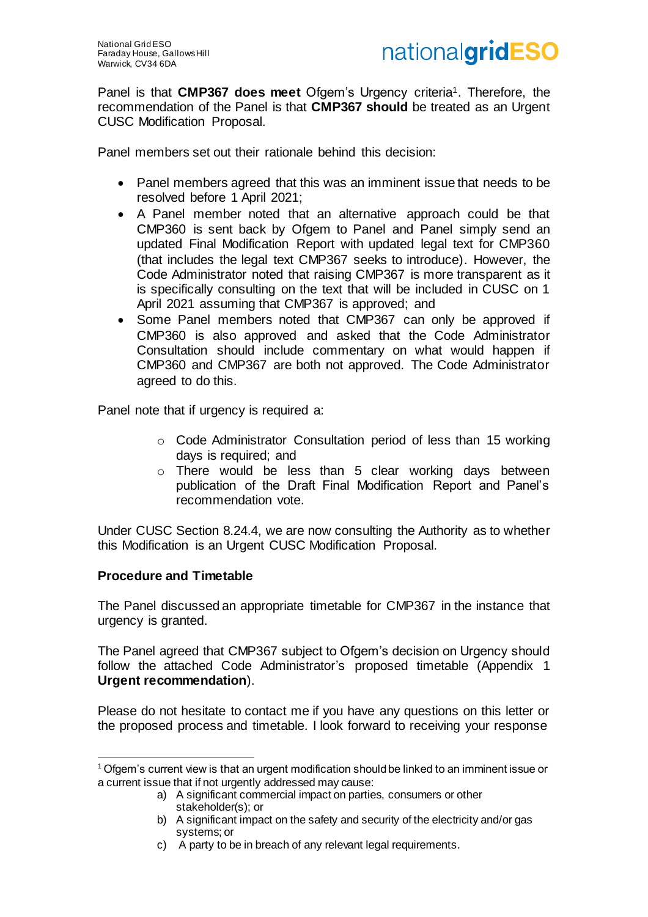Panel is that **CMP367 does meet** Ofgem's Urgency criteria[1]. Therefore, the recommendation of the Panel is that **CMP367 should** be treated as an Urgent CUSC Modification Proposal.

Panel members set out their rationale behind this decision:

- Panel members agreed that this was an imminent issue that needs to be resolved before 1 April 2021;
- A Panel member noted that an alternative approach could be that CMP360 is sent back by Ofgem to Panel and Panel simply send an updated Final Modification Report with updated legal text for CMP360 (that includes the legal text CMP367 seeks to introduce). However, the Code Administrator noted that raising CMP367 is more transparent as it is specifically consulting on the text that will be included in CUSC on 1 April 2021 assuming that CMP367 is approved; and
- Some Panel members noted that CMP367 can only be approved if CMP360 is also approved and asked that the Code Administrator Consultation should include commentary on what would happen if CMP360 and CMP367 are both not approved. The Code Administrator agreed to do this.

Panel note that if urgency is required a:

- Code Administrator Consultation period of less than 15 working days is required; and
- There would be less than 5 clear working days between publication of the Draft Final Modification Report and Panel's recommendation vote.

Under CUSC Section 8.24.4, we are now consulting the Authority as to whether this Modification is an Urgent CUSC Modification Proposal.

**Procedure and Timetable**

The Panel discussed an appropriate timetable for CMP367 in the instance that urgency is granted.

The Panel agreed that CMP367 subject to Ofgem's decision on Urgency should follow the attached Code Administrator's proposed timetable (Appendix 1 **Urgent recommendation**).

Please do not hesitate to contact me if you have any questions on this letter or the proposed process and timetable. I look forward to receiving your response

---

[1] Ofgem's current view is that an urgent modification should be linked to an imminent issue or a current issue that if not urgently addressed may cause:

a) A significant commercial impact on parties, consumers or other stakeholder(s); or
b) A significant impact on the safety and security of the electricity and/or gas systems; or
c) A party to be in breach of any relevant legal requirements.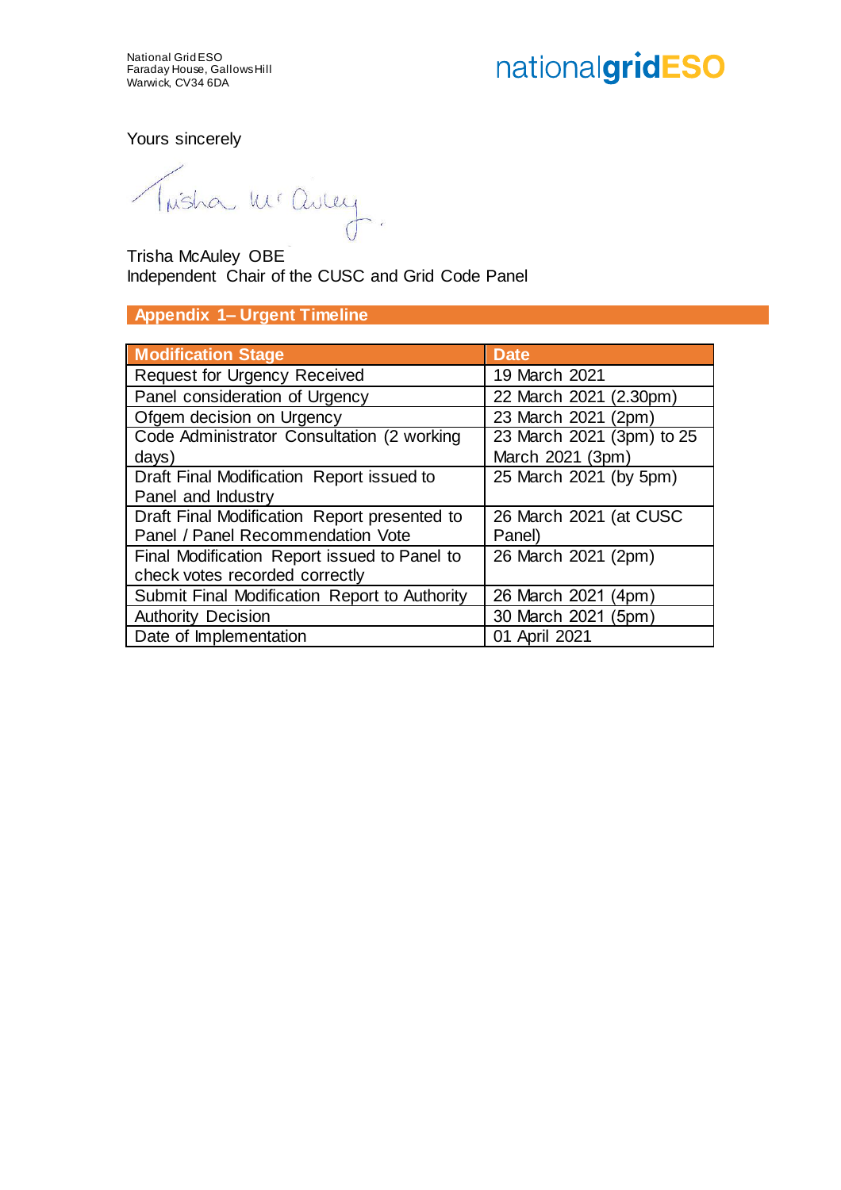National Grid ESO
Faraday House, Gallows Hill
Warwick, CV34 6DA

Yours sincerely

Trisha McAuley OBE
Independent Chair of the CUSC and Grid Code Panel

## Appendix 1– Urgent Timeline

| Modification Stage | Date |
|---|---|
| Request for Urgency Received | 19 March 2021 |
| Panel consideration of Urgency | 22 March 2021 (2.30pm) |
| Ofgem decision on Urgency | 23 March 2021 (2pm) |
| Code Administrator Consultation (2 working days) | 23 March 2021 (3pm) to 25 March 2021 (3pm) |
| Draft Final Modification Report issued to Panel and Industry | 25 March 2021 (by 5pm) |
| Draft Final Modification Report presented to Panel / Panel Recommendation Vote | 26 March 2021 (at CUSC Panel) |
| Final Modification Report issued to Panel to check votes recorded correctly | 26 March 2021 (2pm) |
| Submit Final Modification Report to Authority | 26 March 2021 (4pm) |
| Authority Decision | 30 March 2021 (5pm) |
| Date of Implementation | 01 April 2021 |